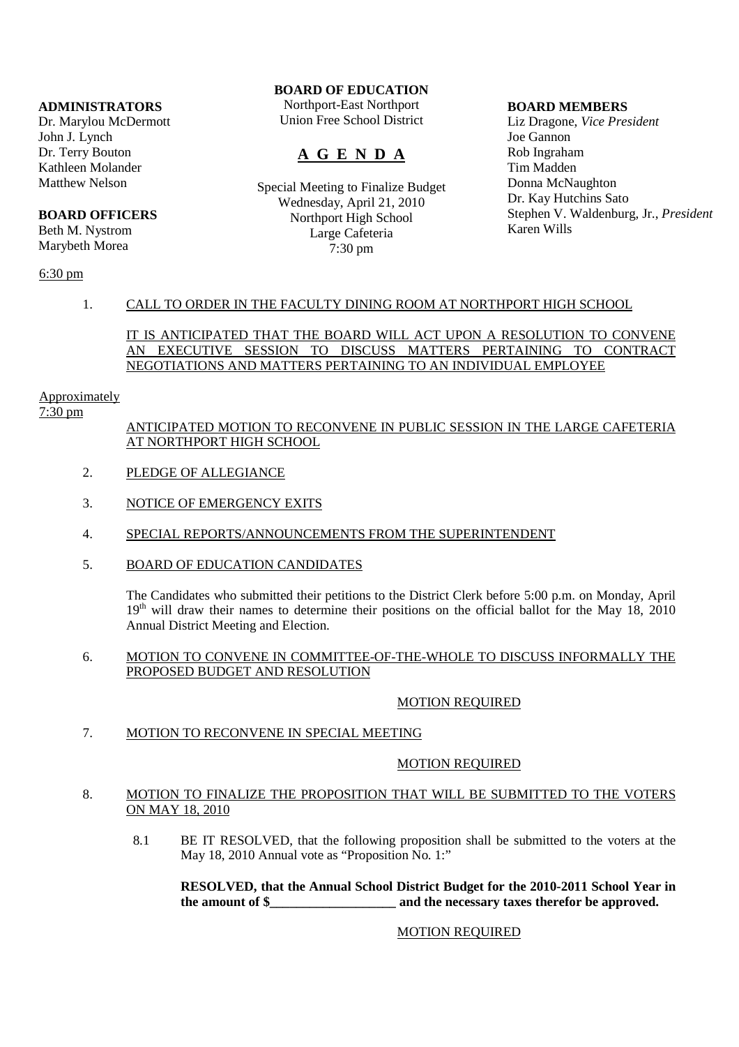**ADMINISTRATORS**
Dr. Marylou McDermott
John J. Lynch
Dr. Terry Bouton
Kathleen Molander
Matthew Nelson

**BOARD OFFICERS**
Beth M. Nystrom
Marybeth Morea

**BOARD OF EDUCATION**
Northport-East Northport
Union Free School District

# A G E N D A

Special Meeting to Finalize Budget
Wednesday, April 21, 2010
Northport High School
Large Cafeteria
7:30 pm

**BOARD MEMBERS**
Liz Dragone, *Vice President*
Joe Gannon
Rob Ingraham
Tim Madden
Donna McNaughton
Dr. Kay Hutchins Sato
Stephen V. Waldenburg, Jr., *President*
Karen Wills

6:30 pm

1. CALL TO ORDER IN THE FACULTY DINING ROOM AT NORTHPORT HIGH SCHOOL

   IT IS ANTICIPATED THAT THE BOARD WILL ACT UPON A RESOLUTION TO CONVENE AN EXECUTIVE SESSION TO DISCUSS MATTERS PERTAINING TO CONTRACT NEGOTIATIONS AND MATTERS PERTAINING TO AN INDIVIDUAL EMPLOYEE

Approximately
7:30 pm

   ANTICIPATED MOTION TO RECONVENE IN PUBLIC SESSION IN THE LARGE CAFETERIA AT NORTHPORT HIGH SCHOOL

2. PLEDGE OF ALLEGIANCE

3. NOTICE OF EMERGENCY EXITS

4. SPECIAL REPORTS/ANNOUNCEMENTS FROM THE SUPERINTENDENT

5. BOARD OF EDUCATION CANDIDATES

   The Candidates who submitted their petitions to the District Clerk before 5:00 p.m. on Monday, April 19th will draw their names to determine their positions on the official ballot for the May 18, 2010 Annual District Meeting and Election.

6. MOTION TO CONVENE IN COMMITTEE-OF-THE-WHOLE TO DISCUSS INFORMALLY THE PROPOSED BUDGET AND RESOLUTION

   MOTION REQUIRED

7. MOTION TO RECONVENE IN SPECIAL MEETING

   MOTION REQUIRED

8. MOTION TO FINALIZE THE PROPOSITION THAT WILL BE SUBMITTED TO THE VOTERS ON MAY 18, 2010

   8.1 BE IT RESOLVED, that the following proposition shall be submitted to the voters at the May 18, 2010 Annual vote as "Proposition No. 1:"

   **RESOLVED, that the Annual School District Budget for the 2010-2011 School Year in the amount of $___________________ and the necessary taxes therefor be approved.**

   MOTION REQUIRED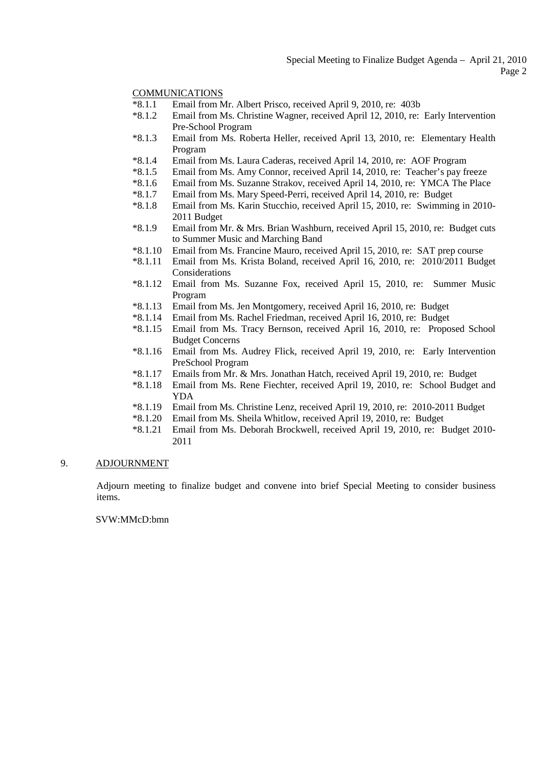COMMUNICATIONS

*8.1.1 Email from Mr. Albert Prisco, received April 9, 2010, re: 403b

*8.1.2 Email from Ms. Christine Wagner, received April 12, 2010, re: Early Intervention Pre-School Program

*8.1.3 Email from Ms. Roberta Heller, received April 13, 2010, re: Elementary Health Program

*8.1.4 Email from Ms. Laura Caderas, received April 14, 2010, re: AOF Program

*8.1.5 Email from Ms. Amy Connor, received April 14, 2010, re: Teacher's pay freeze

*8.1.6 Email from Ms. Suzanne Strakov, received April 14, 2010, re: YMCA The Place

*8.1.7 Email from Ms. Mary Speed-Perri, received April 14, 2010, re: Budget

*8.1.8 Email from Ms. Karin Stucchio, received April 15, 2010, re: Swimming in 2010-2011 Budget

*8.1.9 Email from Mr. & Mrs. Brian Washburn, received April 15, 2010, re: Budget cuts to Summer Music and Marching Band

*8.1.10 Email from Ms. Francine Mauro, received April 15, 2010, re: SAT prep course

*8.1.11 Email from Ms. Krista Boland, received April 16, 2010, re: 2010/2011 Budget Considerations

*8.1.12 Email from Ms. Suzanne Fox, received April 15, 2010, re: Summer Music Program

*8.1.13 Email from Ms. Jen Montgomery, received April 16, 2010, re: Budget

*8.1.14 Email from Ms. Rachel Friedman, received April 16, 2010, re: Budget

*8.1.15 Email from Ms. Tracy Bernson, received April 16, 2010, re: Proposed School Budget Concerns

*8.1.16 Email from Ms. Audrey Flick, received April 19, 2010, re: Early Intervention PreSchool Program

*8.1.17 Emails from Mr. & Mrs. Jonathan Hatch, received April 19, 2010, re: Budget

*8.1.18 Email from Ms. Rene Fiechter, received April 19, 2010, re: School Budget and YDA

*8.1.19 Email from Ms. Christine Lenz, received April 19, 2010, re: 2010-2011 Budget

*8.1.20 Email from Ms. Sheila Whitlow, received April 19, 2010, re: Budget

*8.1.21 Email from Ms. Deborah Brockwell, received April 19, 2010, re: Budget 2010-2011

## 9. ADJOURNMENT

Adjourn meeting to finalize budget and convene into brief Special Meeting to consider business items.

SVW:MMcD:bmn